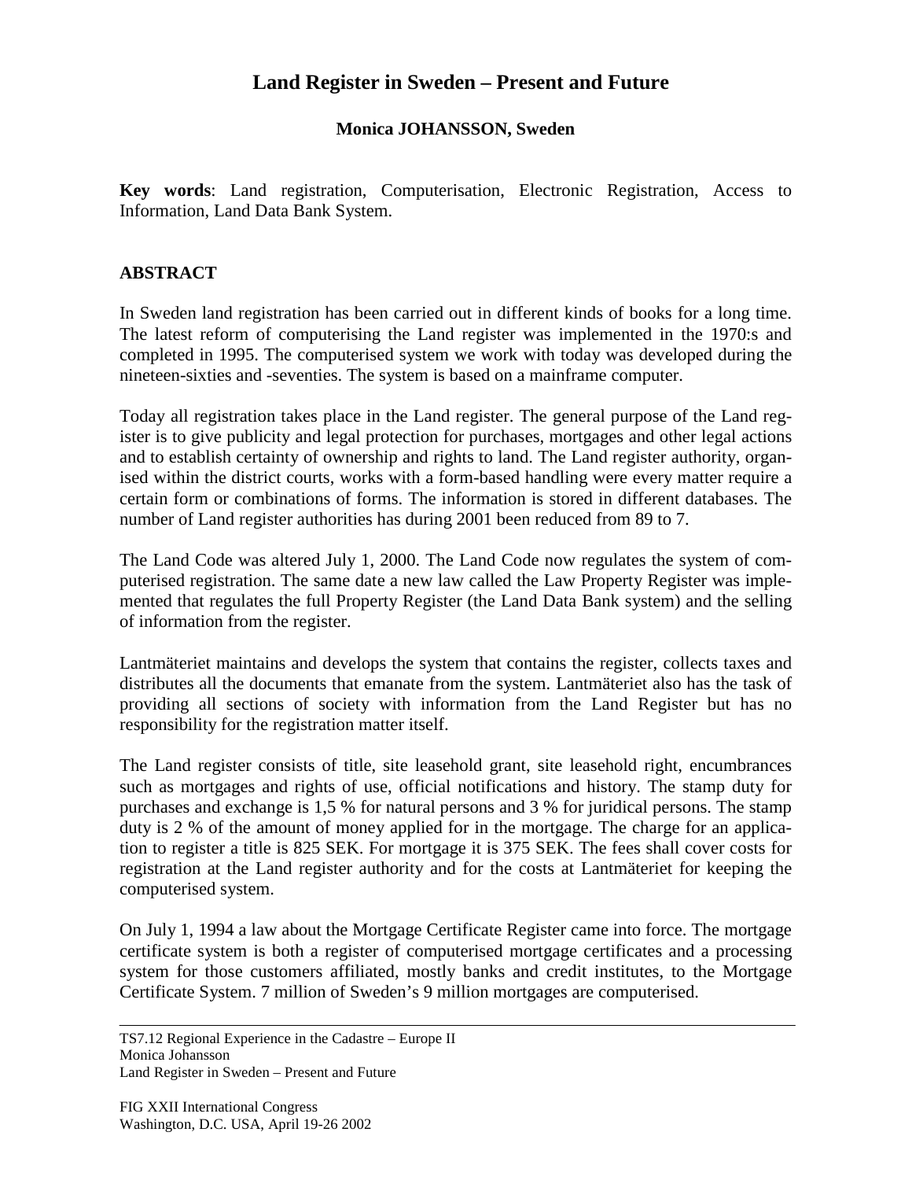# Land Register in Sweden – Present and Future

**Monica JOHANSSON, Sweden**

**Key words**: Land registration, Computerisation, Electronic Registration, Access to Information, Land Data Bank System.

## ABSTRACT

In Sweden land registration has been carried out in different kinds of books for a long time. The latest reform of computerising the Land register was implemented in the 1970:s and completed in 1995. The computerised system we work with today was developed during the nineteen-sixties and -seventies. The system is based on a mainframe computer.

Today all registration takes place in the Land register. The general purpose of the Land register is to give publicity and legal protection for purchases, mortgages and other legal actions and to establish certainty of ownership and rights to land. The Land register authority, organised within the district courts, works with a form-based handling were every matter require a certain form or combinations of forms. The information is stored in different databases. The number of Land register authorities has during 2001 been reduced from 89 to 7.

The Land Code was altered July 1, 2000. The Land Code now regulates the system of computerised registration. The same date a new law called the Law Property Register was implemented that regulates the full Property Register (the Land Data Bank system) and the selling of information from the register.

Lantmäteriet maintains and develops the system that contains the register, collects taxes and distributes all the documents that emanate from the system. Lantmäteriet also has the task of providing all sections of society with information from the Land Register but has no responsibility for the registration matter itself.

The Land register consists of title, site leasehold grant, site leasehold right, encumbrances such as mortgages and rights of use, official notifications and history. The stamp duty for purchases and exchange is 1,5 % for natural persons and 3 % for juridical persons. The stamp duty is 2 % of the amount of money applied for in the mortgage. The charge for an application to register a title is 825 SEK. For mortgage it is 375 SEK. The fees shall cover costs for registration at the Land register authority and for the costs at Lantmäteriet for keeping the computerised system.

On July 1, 1994 a law about the Mortgage Certificate Register came into force. The mortgage certificate system is both a register of computerised mortgage certificates and a processing system for those customers affiliated, mostly banks and credit institutes, to the Mortgage Certificate System. 7 million of Sweden's 9 million mortgages are computerised.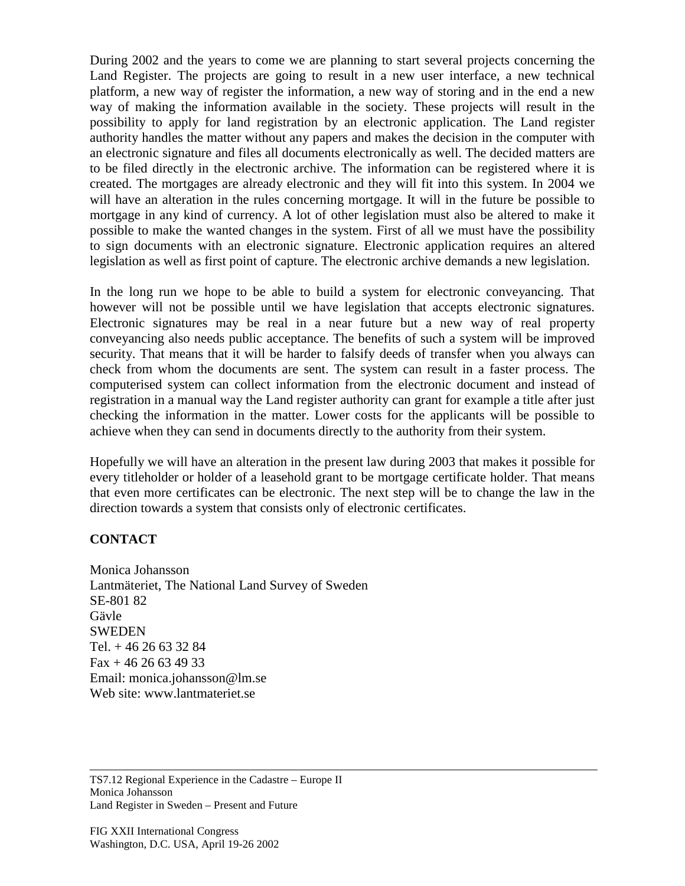During 2002 and the years to come we are planning to start several projects concerning the Land Register. The projects are going to result in a new user interface, a new technical platform, a new way of register the information, a new way of storing and in the end a new way of making the information available in the society. These projects will result in the possibility to apply for land registration by an electronic application. The Land register authority handles the matter without any papers and makes the decision in the computer with an electronic signature and files all documents electronically as well. The decided matters are to be filed directly in the electronic archive. The information can be registered where it is created. The mortgages are already electronic and they will fit into this system. In 2004 we will have an alteration in the rules concerning mortgage. It will in the future be possible to mortgage in any kind of currency. A lot of other legislation must also be altered to make it possible to make the wanted changes in the system. First of all we must have the possibility to sign documents with an electronic signature. Electronic application requires an altered legislation as well as first point of capture. The electronic archive demands a new legislation.

In the long run we hope to be able to build a system for electronic conveyancing. That however will not be possible until we have legislation that accepts electronic signatures. Electronic signatures may be real in a near future but a new way of real property conveyancing also needs public acceptance. The benefits of such a system will be improved security. That means that it will be harder to falsify deeds of transfer when you always can check from whom the documents are sent. The system can result in a faster process. The computerised system can collect information from the electronic document and instead of registration in a manual way the Land register authority can grant for example a title after just checking the information in the matter. Lower costs for the applicants will be possible to achieve when they can send in documents directly to the authority from their system.

Hopefully we will have an alteration in the present law during 2003 that makes it possible for every titleholder or holder of a leasehold grant to be mortgage certificate holder. That means that even more certificates can be electronic. The next step will be to change the law in the direction towards a system that consists only of electronic certificates.

## CONTACT

Monica Johansson
Lantmäteriet, The National Land Survey of Sweden
SE-801 82
Gävle
SWEDEN
Tel. + 46 26 63 32 84
Fax + 46 26 63 49 33
Email: monica.johansson@lm.se
Web site: www.lantmateriet.se